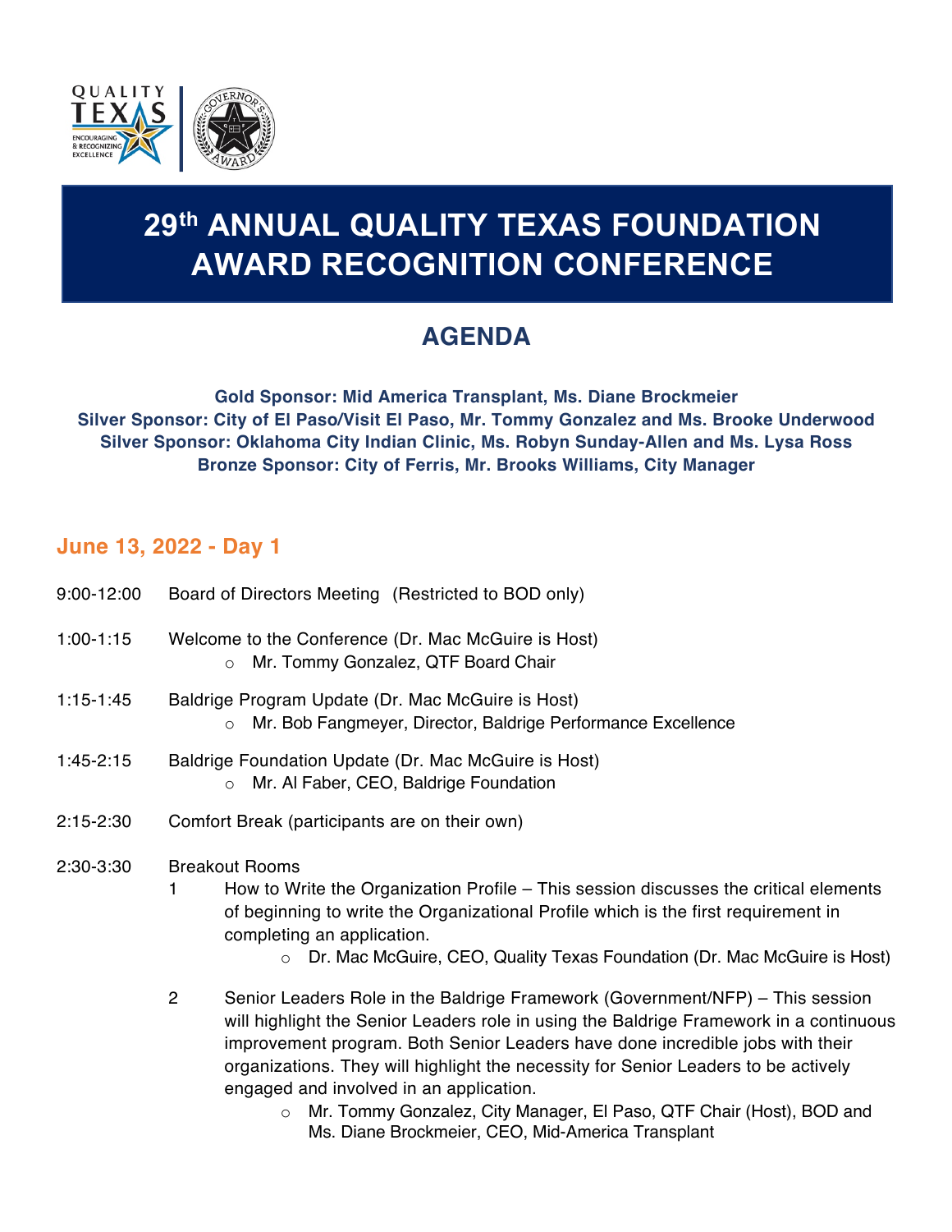# 29th ANNUAL QUALITY TEXAS FOUNDATION AWARD RECOGNITION CONFERENCE

## AGENDA

**Gold Sponsor: Mid America Transplant, Ms. Diane Brockmeier**
**Silver Sponsor: City of El Paso/Visit El Paso, Mr. Tommy Gonzalez and Ms. Brooke Underwood**
**Silver Sponsor: Oklahoma City Indian Clinic, Ms. Robyn Sunday-Allen and Ms. Lysa Ross**
**Bronze Sponsor: City of Ferris, Mr. Brooks Williams, City Manager**

### June 13, 2022 - Day 1

9:00-12:00 Board of Directors Meeting (Restricted to BOD only)

1:00-1:15 Welcome to the Conference (Dr. Mac McGuire is Host)
- Mr. Tommy Gonzalez, QTF Board Chair

1:15-1:45 Baldrige Program Update (Dr. Mac McGuire is Host)
- Mr. Bob Fangmeyer, Director, Baldrige Performance Excellence

1:45-2:15 Baldrige Foundation Update (Dr. Mac McGuire is Host)
- Mr. Al Faber, CEO, Baldrige Foundation

2:15-2:30 Comfort Break (participants are on their own)

2:30-3:30 Breakout Rooms

1. How to Write the Organization Profile – This session discusses the critical elements of beginning to write the Organizational Profile which is the first requirement in completing an application.
   - Dr. Mac McGuire, CEO, Quality Texas Foundation (Dr. Mac McGuire is Host)

2. Senior Leaders Role in the Baldrige Framework (Government/NFP) – This session will highlight the Senior Leaders role in using the Baldrige Framework in a continuous improvement program. Both Senior Leaders have done incredible jobs with their organizations. They will highlight the necessity for Senior Leaders to be actively engaged and involved in an application.
   - Mr. Tommy Gonzalez, City Manager, El Paso, QTF Chair (Host), BOD and Ms. Diane Brockmeier, CEO, Mid-America Transplant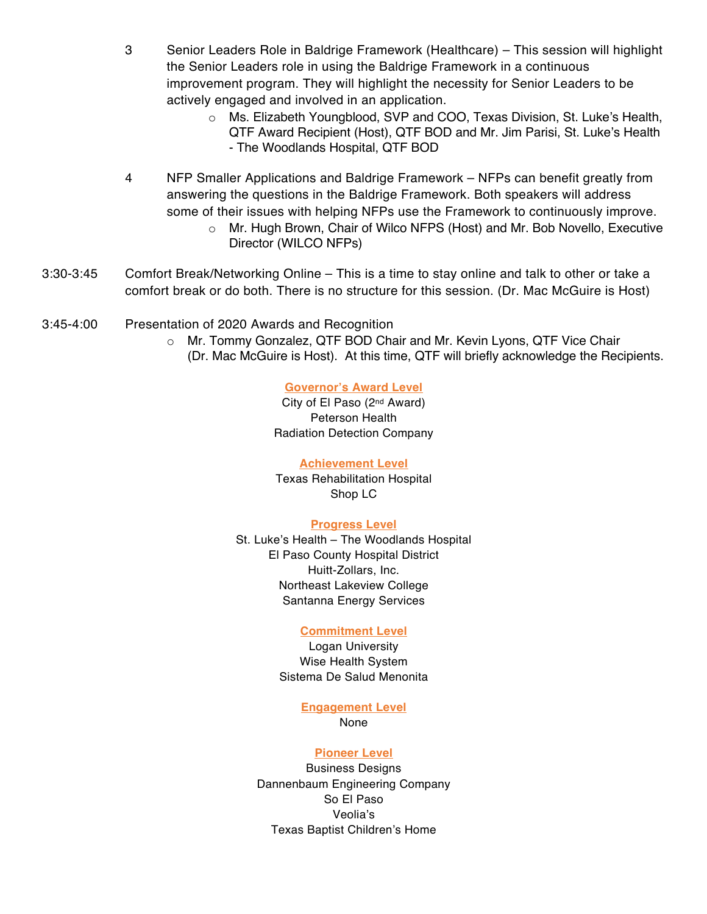3. Senior Leaders Role in Baldrige Framework (Healthcare) – This session will highlight the Senior Leaders role in using the Baldrige Framework in a continuous improvement program. They will highlight the necessity for Senior Leaders to be actively engaged and involved in an application.
   - Ms. Elizabeth Youngblood, SVP and COO, Texas Division, St. Luke's Health, QTF Award Recipient (Host), QTF BOD and Mr. Jim Parisi, St. Luke's Health - The Woodlands Hospital, QTF BOD

4. NFP Smaller Applications and Baldrige Framework – NFPs can benefit greatly from answering the questions in the Baldrige Framework. Both speakers will address some of their issues with helping NFPs use the Framework to continuously improve.
   - Mr. Hugh Brown, Chair of Wilco NFPS (Host) and Mr. Bob Novello, Executive Director (WILCO NFPs)

3:30-3:45 Comfort Break/Networking Online – This is a time to stay online and talk to other or take a comfort break or do both. There is no structure for this session. (Dr. Mac McGuire is Host)

3:45-4:00 Presentation of 2020 Awards and Recognition
- Mr. Tommy Gonzalez, QTF BOD Chair and Mr. Kevin Lyons, QTF Vice Chair (Dr. Mac McGuire is Host). At this time, QTF will briefly acknowledge the Recipients.

**Governor's Award Level**

City of El Paso (2nd Award)
Peterson Health
Radiation Detection Company

**Achievement Level**

Texas Rehabilitation Hospital
Shop LC

**Progress Level**

St. Luke's Health – The Woodlands Hospital
El Paso County Hospital District
Huitt-Zollars, Inc.
Northeast Lakeview College
Santanna Energy Services

**Commitment Level**

Logan University
Wise Health System
Sistema De Salud Menonita

**Engagement Level**

None

**Pioneer Level**

Business Designs
Dannenbaum Engineering Company
So El Paso
Veolia's
Texas Baptist Children's Home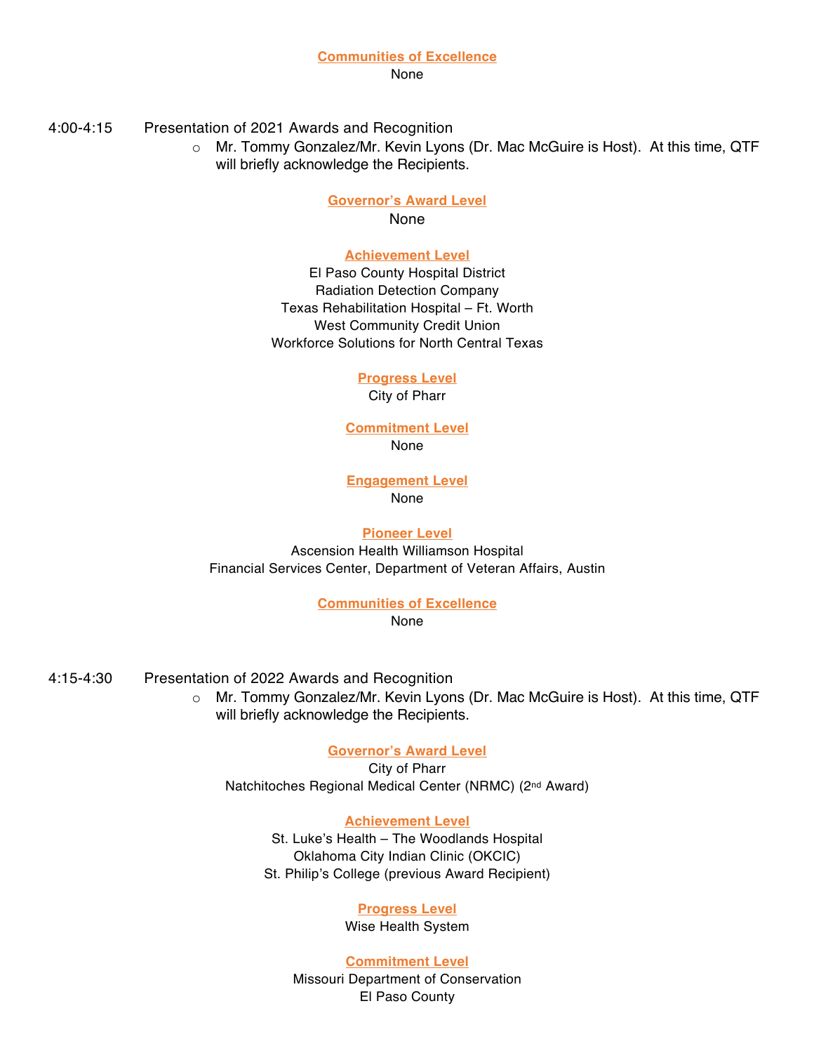**Communities of Excellence**
None

4:00-4:15 Presentation of 2021 Awards and Recognition

- Mr. Tommy Gonzalez/Mr. Kevin Lyons (Dr. Mac McGuire is Host). At this time, QTF will briefly acknowledge the Recipients.

**Governor's Award Level**
None

**Achievement Level**
El Paso County Hospital District
Radiation Detection Company
Texas Rehabilitation Hospital – Ft. Worth
West Community Credit Union
Workforce Solutions for North Central Texas

**Progress Level**
City of Pharr

**Commitment Level**
None

**Engagement Level**
None

**Pioneer Level**
Ascension Health Williamson Hospital
Financial Services Center, Department of Veteran Affairs, Austin

**Communities of Excellence**
None

4:15-4:30 Presentation of 2022 Awards and Recognition

- Mr. Tommy Gonzalez/Mr. Kevin Lyons (Dr. Mac McGuire is Host). At this time, QTF will briefly acknowledge the Recipients.

**Governor's Award Level**
City of Pharr
Natchitoches Regional Medical Center (NRMC) (2nd Award)

**Achievement Level**
St. Luke's Health – The Woodlands Hospital
Oklahoma City Indian Clinic (OKCIC)
St. Philip's College (previous Award Recipient)

**Progress Level**
Wise Health System

**Commitment Level**
Missouri Department of Conservation
El Paso County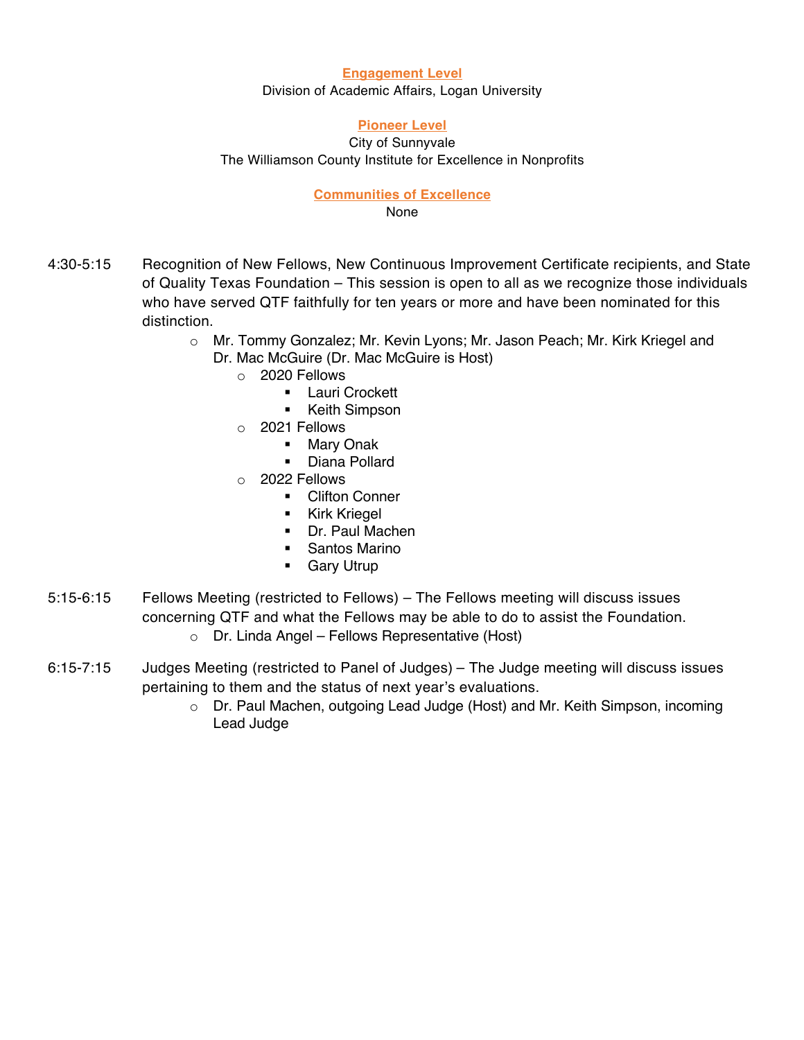**Engagement Level**

Division of Academic Affairs, Logan University

**Pioneer Level**

City of Sunnyvale

The Williamson County Institute for Excellence in Nonprofits

**Communities of Excellence**

None

4:30-5:15 Recognition of New Fellows, New Continuous Improvement Certificate recipients, and State of Quality Texas Foundation – This session is open to all as we recognize those individuals who have served QTF faithfully for ten years or more and have been nominated for this distinction.

- Mr. Tommy Gonzalez; Mr. Kevin Lyons; Mr. Jason Peach; Mr. Kirk Kriegel and Dr. Mac McGuire (Dr. Mac McGuire is Host)
  - 2020 Fellows
    - Lauri Crockett
    - Keith Simpson
  - 2021 Fellows
    - Mary Onak
    - Diana Pollard
  - 2022 Fellows
    - Clifton Conner
    - Kirk Kriegel
    - Dr. Paul Machen
    - Santos Marino
    - Gary Utrup

5:15-6:15 Fellows Meeting (restricted to Fellows) – The Fellows meeting will discuss issues concerning QTF and what the Fellows may be able to do to assist the Foundation.

- Dr. Linda Angel – Fellows Representative (Host)

6:15-7:15 Judges Meeting (restricted to Panel of Judges) – The Judge meeting will discuss issues pertaining to them and the status of next year's evaluations.

- Dr. Paul Machen, outgoing Lead Judge (Host) and Mr. Keith Simpson, incoming Lead Judge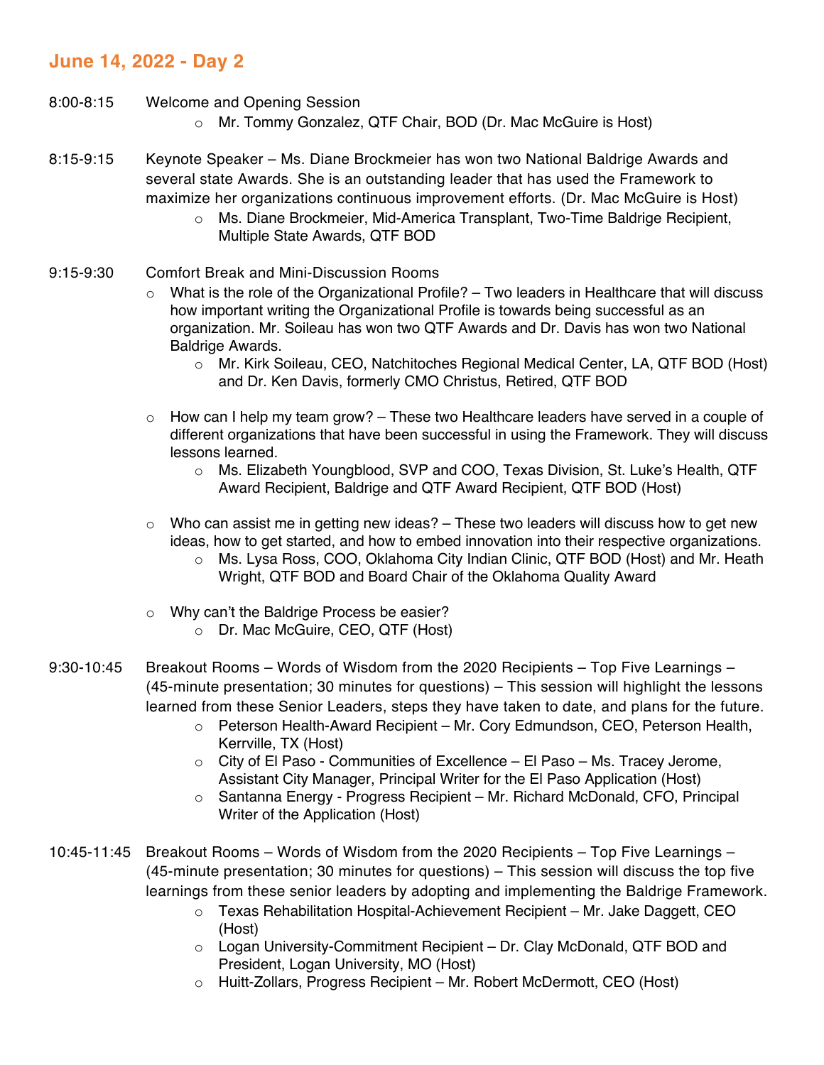## June 14, 2022 - Day 2

8:00-8:15 Welcome and Opening Session

- Mr. Tommy Gonzalez, QTF Chair, BOD (Dr. Mac McGuire is Host)

8:15-9:15 Keynote Speaker – Ms. Diane Brockmeier has won two National Baldrige Awards and several state Awards. She is an outstanding leader that has used the Framework to maximize her organizations continuous improvement efforts. (Dr. Mac McGuire is Host)

- Ms. Diane Brockmeier, Mid-America Transplant, Two-Time Baldrige Recipient, Multiple State Awards, QTF BOD

9:15-9:30 Comfort Break and Mini-Discussion Rooms

- What is the role of the Organizational Profile? – Two leaders in Healthcare that will discuss how important writing the Organizational Profile is towards being successful as an organization. Mr. Soileau has won two QTF Awards and Dr. Davis has won two National Baldrige Awards.
  - Mr. Kirk Soileau, CEO, Natchitoches Regional Medical Center, LA, QTF BOD (Host) and Dr. Ken Davis, formerly CMO Christus, Retired, QTF BOD
- How can I help my team grow? – These two Healthcare leaders have served in a couple of different organizations that have been successful in using the Framework. They will discuss lessons learned.
  - Ms. Elizabeth Youngblood, SVP and COO, Texas Division, St. Luke's Health, QTF Award Recipient, Baldrige and QTF Award Recipient, QTF BOD (Host)
- Who can assist me in getting new ideas? – These two leaders will discuss how to get new ideas, how to get started, and how to embed innovation into their respective organizations.
  - Ms. Lysa Ross, COO, Oklahoma City Indian Clinic, QTF BOD (Host) and Mr. Heath Wright, QTF BOD and Board Chair of the Oklahoma Quality Award
- Why can't the Baldrige Process be easier?
  - Dr. Mac McGuire, CEO, QTF (Host)

9:30-10:45 Breakout Rooms – Words of Wisdom from the 2020 Recipients – Top Five Learnings – (45-minute presentation; 30 minutes for questions) – This session will highlight the lessons learned from these Senior Leaders, steps they have taken to date, and plans for the future.

- Peterson Health-Award Recipient – Mr. Cory Edmundson, CEO, Peterson Health, Kerrville, TX (Host)
- City of El Paso - Communities of Excellence – El Paso – Ms. Tracey Jerome, Assistant City Manager, Principal Writer for the El Paso Application (Host)
- Santanna Energy - Progress Recipient – Mr. Richard McDonald, CFO, Principal Writer of the Application (Host)

10:45-11:45 Breakout Rooms – Words of Wisdom from the 2020 Recipients – Top Five Learnings – (45-minute presentation; 30 minutes for questions) – This session will discuss the top five learnings from these senior leaders by adopting and implementing the Baldrige Framework.

- Texas Rehabilitation Hospital-Achievement Recipient – Mr. Jake Daggett, CEO (Host)
- Logan University-Commitment Recipient – Dr. Clay McDonald, QTF BOD and President, Logan University, MO (Host)
- Huitt-Zollars, Progress Recipient – Mr. Robert McDermott, CEO (Host)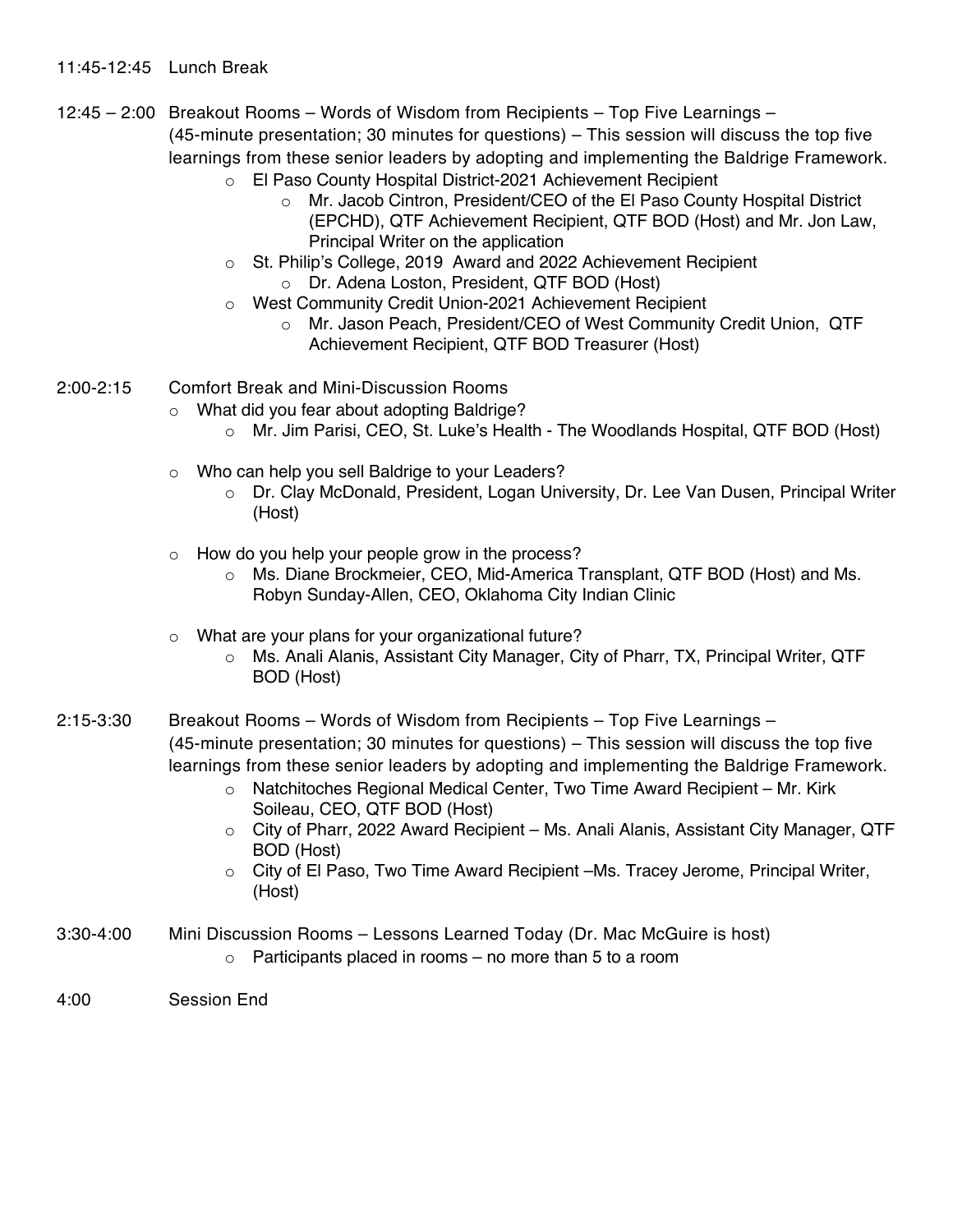11:45-12:45 Lunch Break

12:45 – 2:00 Breakout Rooms – Words of Wisdom from Recipients – Top Five Learnings – (45-minute presentation; 30 minutes for questions) – This session will discuss the top five learnings from these senior leaders by adopting and implementing the Baldrige Framework.

- El Paso County Hospital District-2021 Achievement Recipient
  - Mr. Jacob Cintron, President/CEO of the El Paso County Hospital District (EPCHD), QTF Achievement Recipient, QTF BOD (Host) and Mr. Jon Law, Principal Writer on the application
- St. Philip's College, 2019 Award and 2022 Achievement Recipient
  - Dr. Adena Loston, President, QTF BOD (Host)
- West Community Credit Union-2021 Achievement Recipient
  - Mr. Jason Peach, President/CEO of West Community Credit Union, QTF Achievement Recipient, QTF BOD Treasurer (Host)

2:00-2:15 Comfort Break and Mini-Discussion Rooms

- What did you fear about adopting Baldrige?
  - Mr. Jim Parisi, CEO, St. Luke's Health - The Woodlands Hospital, QTF BOD (Host)
- Who can help you sell Baldrige to your Leaders?
  - Dr. Clay McDonald, President, Logan University, Dr. Lee Van Dusen, Principal Writer (Host)
- How do you help your people grow in the process?
  - Ms. Diane Brockmeier, CEO, Mid-America Transplant, QTF BOD (Host) and Ms. Robyn Sunday-Allen, CEO, Oklahoma City Indian Clinic
- What are your plans for your organizational future?
  - Ms. Anali Alanis, Assistant City Manager, City of Pharr, TX, Principal Writer, QTF BOD (Host)

2:15-3:30 Breakout Rooms – Words of Wisdom from Recipients – Top Five Learnings – (45-minute presentation; 30 minutes for questions) – This session will discuss the top five learnings from these senior leaders by adopting and implementing the Baldrige Framework.

- Natchitoches Regional Medical Center, Two Time Award Recipient – Mr. Kirk Soileau, CEO, QTF BOD (Host)
- City of Pharr, 2022 Award Recipient – Ms. Anali Alanis, Assistant City Manager, QTF BOD (Host)
- City of El Paso, Two Time Award Recipient –Ms. Tracey Jerome, Principal Writer, (Host)

3:30-4:00 Mini Discussion Rooms – Lessons Learned Today (Dr. Mac McGuire is host)

- Participants placed in rooms – no more than 5 to a room

4:00 Session End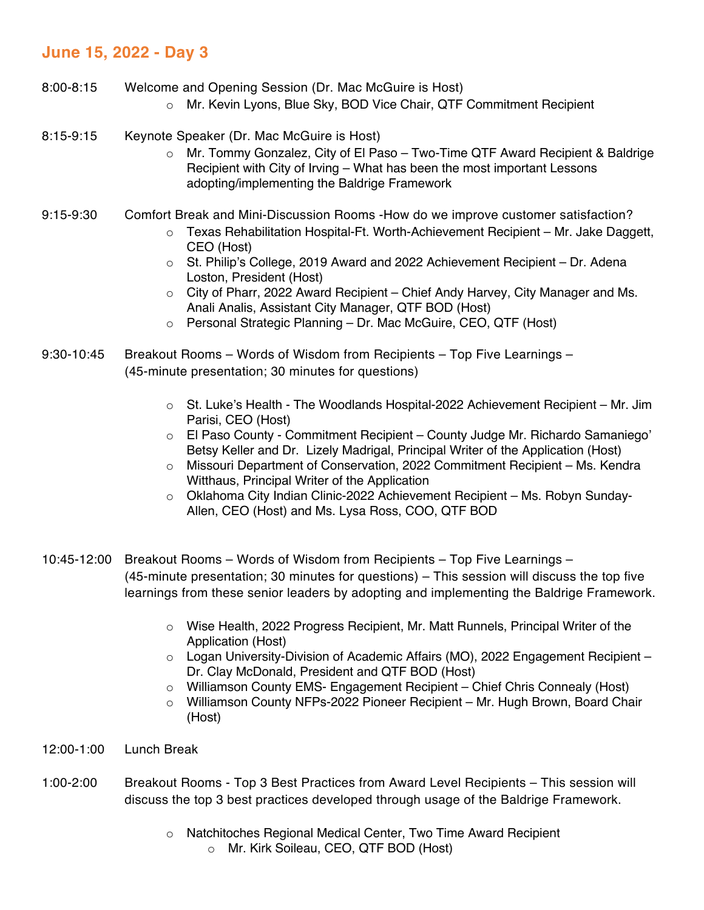## June 15, 2022 - Day 3

8:00-8:15 Welcome and Opening Session (Dr. Mac McGuire is Host)

- Mr. Kevin Lyons, Blue Sky, BOD Vice Chair, QTF Commitment Recipient

8:15-9:15 Keynote Speaker (Dr. Mac McGuire is Host)

- Mr. Tommy Gonzalez, City of El Paso – Two-Time QTF Award Recipient & Baldrige Recipient with City of Irving – What has been the most important Lessons adopting/implementing the Baldrige Framework

9:15-9:30 Comfort Break and Mini-Discussion Rooms -How do we improve customer satisfaction?

- Texas Rehabilitation Hospital-Ft. Worth-Achievement Recipient – Mr. Jake Daggett, CEO (Host)
- St. Philip's College, 2019 Award and 2022 Achievement Recipient – Dr. Adena Loston, President (Host)
- City of Pharr, 2022 Award Recipient – Chief Andy Harvey, City Manager and Ms. Anali Analis, Assistant City Manager, QTF BOD (Host)
- Personal Strategic Planning – Dr. Mac McGuire, CEO, QTF (Host)

9:30-10:45 Breakout Rooms – Words of Wisdom from Recipients – Top Five Learnings – (45-minute presentation; 30 minutes for questions)

- St. Luke's Health - The Woodlands Hospital-2022 Achievement Recipient – Mr. Jim Parisi, CEO (Host)
- El Paso County - Commitment Recipient – County Judge Mr. Richardo Samaniego' Betsy Keller and Dr. Lizely Madrigal, Principal Writer of the Application (Host)
- Missouri Department of Conservation, 2022 Commitment Recipient – Ms. Kendra Witthaus, Principal Writer of the Application
- Oklahoma City Indian Clinic-2022 Achievement Recipient – Ms. Robyn Sunday-Allen, CEO (Host) and Ms. Lysa Ross, COO, QTF BOD

10:45-12:00 Breakout Rooms – Words of Wisdom from Recipients – Top Five Learnings – (45-minute presentation; 30 minutes for questions) – This session will discuss the top five learnings from these senior leaders by adopting and implementing the Baldrige Framework.

- Wise Health, 2022 Progress Recipient, Mr. Matt Runnels, Principal Writer of the Application (Host)
- Logan University-Division of Academic Affairs (MO), 2022 Engagement Recipient – Dr. Clay McDonald, President and QTF BOD (Host)
- Williamson County EMS- Engagement Recipient – Chief Chris Connealy (Host)
- Williamson County NFPs-2022 Pioneer Recipient – Mr. Hugh Brown, Board Chair (Host)

12:00-1:00 Lunch Break

1:00-2:00 Breakout Rooms - Top 3 Best Practices from Award Level Recipients – This session will discuss the top 3 best practices developed through usage of the Baldrige Framework.

- Natchitoches Regional Medical Center, Two Time Award Recipient
  - Mr. Kirk Soileau, CEO, QTF BOD (Host)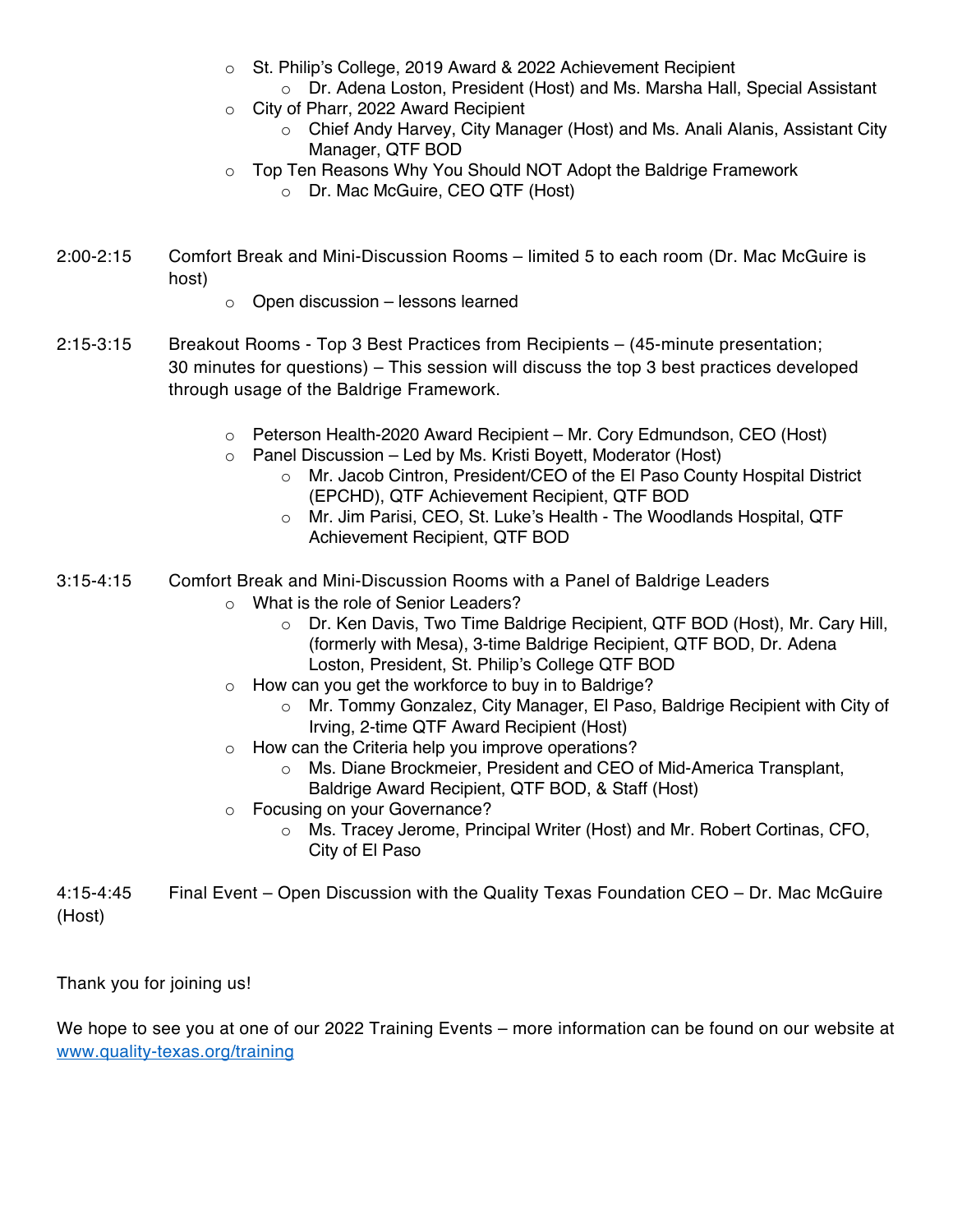- St. Philip's College, 2019 Award & 2022 Achievement Recipient
  - Dr. Adena Loston, President (Host) and Ms. Marsha Hall, Special Assistant
- City of Pharr, 2022 Award Recipient
  - Chief Andy Harvey, City Manager (Host) and Ms. Anali Alanis, Assistant City Manager, QTF BOD
- Top Ten Reasons Why You Should NOT Adopt the Baldrige Framework
  - Dr. Mac McGuire, CEO QTF (Host)

2:00-2:15 Comfort Break and Mini-Discussion Rooms – limited 5 to each room (Dr. Mac McGuire is host)

- Open discussion – lessons learned

2:15-3:15 Breakout Rooms - Top 3 Best Practices from Recipients – (45-minute presentation; 30 minutes for questions) – This session will discuss the top 3 best practices developed through usage of the Baldrige Framework.

- Peterson Health-2020 Award Recipient – Mr. Cory Edmundson, CEO (Host)
- Panel Discussion – Led by Ms. Kristi Boyett, Moderator (Host)
  - Mr. Jacob Cintron, President/CEO of the El Paso County Hospital District (EPCHD), QTF Achievement Recipient, QTF BOD
  - Mr. Jim Parisi, CEO, St. Luke's Health - The Woodlands Hospital, QTF Achievement Recipient, QTF BOD

3:15-4:15 Comfort Break and Mini-Discussion Rooms with a Panel of Baldrige Leaders

- What is the role of Senior Leaders?
  - Dr. Ken Davis, Two Time Baldrige Recipient, QTF BOD (Host), Mr. Cary Hill, (formerly with Mesa), 3-time Baldrige Recipient, QTF BOD, Dr. Adena Loston, President, St. Philip's College QTF BOD
- How can you get the workforce to buy in to Baldrige?
  - Mr. Tommy Gonzalez, City Manager, El Paso, Baldrige Recipient with City of Irving, 2-time QTF Award Recipient (Host)
- How can the Criteria help you improve operations?
  - Ms. Diane Brockmeier, President and CEO of Mid-America Transplant, Baldrige Award Recipient, QTF BOD, & Staff (Host)
- Focusing on your Governance?
  - Ms. Tracey Jerome, Principal Writer (Host) and Mr. Robert Cortinas, CFO, City of El Paso

4:15-4:45 Final Event – Open Discussion with the Quality Texas Foundation CEO – Dr. Mac McGuire (Host)

Thank you for joining us!

We hope to see you at one of our 2022 Training Events – more information can be found on our website at www.quality-texas.org/training